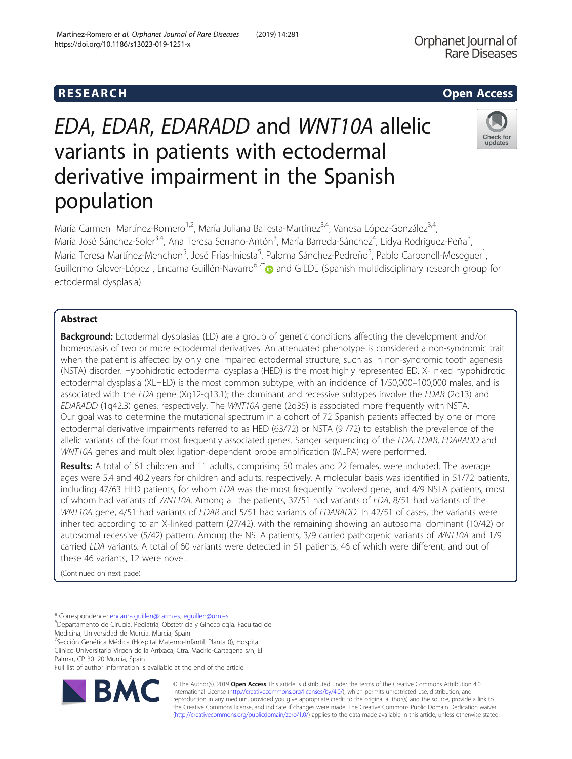RESEARCH

Open Access

# *EDA*, *EDAR*, *EDARADD* and *WNT10A* allelic variants in patients with ectodermal derivative impairment in the Spanish population

María Carmen Martínez-Romero[1,2], María Juliana Ballesta-Martínez[3,4], Vanesa López-González[3,4], María José Sánchez-Soler[3,4], Ana Teresa Serrano-Antón[3], María Barreda-Sánchez[4], Lidya Rodriguez-Peña[3], María Teresa Martínez-Menchon[5], José Frías-Iniesta[5], Paloma Sánchez-Pedreño[5], Pablo Carbonell-Meseguer[1], Guillermo Glover-López[1], Encarna Guillén-Navarro[6,7*] and GIEDE (Spanish multidisciplinary research group for ectodermal dysplasia)

## Abstract

**Background:** Ectodermal dysplasias (ED) are a group of genetic conditions affecting the development and/or homeostasis of two or more ectodermal derivatives. An attenuated phenotype is considered a non-syndromic trait when the patient is affected by only one impaired ectodermal structure, such as in non-syndromic tooth agenesis (NSTA) disorder. Hypohidrotic ectodermal dysplasia (HED) is the most highly represented ED. X-linked hypohidrotic ectodermal dysplasia (XLHED) is the most common subtype, with an incidence of 1/50,000–100,000 males, and is associated with the *EDA* gene (Xq12-q13.1); the dominant and recessive subtypes involve the *EDAR* (2q13) and *EDARADD* (1q42.3) genes, respectively. The *WNT10A* gene (2q35) is associated more frequently with NSTA. Our goal was to determine the mutational spectrum in a cohort of 72 Spanish patients affected by one or more ectodermal derivative impairments referred to as HED (63/72) or NSTA (9 /72) to establish the prevalence of the allelic variants of the four most frequently associated genes. Sanger sequencing of the *EDA*, *EDAR*, *EDARADD* and *WNT10A* genes and multiplex ligation-dependent probe amplification (MLPA) were performed.

**Results:** A total of 61 children and 11 adults, comprising 50 males and 22 females, were included. The average ages were 5.4 and 40.2 years for children and adults, respectively. A molecular basis was identified in 51/72 patients, including 47/63 HED patients, for whom *EDA* was the most frequently involved gene, and 4/9 NSTA patients, most of whom had variants of *WNT10A*. Among all the patients, 37/51 had variants of *EDA*, 8/51 had variants of the *WNT10A* gene, 4/51 had variants of *EDAR* and 5/51 had variants of *EDARADD*. In 42/51 of cases, the variants were inherited according to an X-linked pattern (27/42), with the remaining showing an autosomal dominant (10/42) or autosomal recessive (5/42) pattern. Among the NSTA patients, 3/9 carried pathogenic variants of *WNT10A* and 1/9 carried *EDA* variants. A total of 60 variants were detected in 51 patients, 46 of which were different, and out of these 46 variants, 12 were novel.

(Continued on next page)

* Correspondence: encarna.guillen@carm.es; eguillen@um.es
[6]Departamento de Cirugía, Pediatría, Obstetricia y Ginecología. Facultad de Medicina, Universidad de Murcia, Murcia, Spain
[7]Sección Genética Médica (Hospital Materno-Infantil. Planta 0), Hospital Clínico Universitario Virgen de la Arrixaca, Ctra. Madrid-Cartagena s/n, El Palmar, CP 30120 Murcia, Spain
Full list of author information is available at the end of the article

© The Author(s). 2019 **Open Access** This article is distributed under the terms of the Creative Commons Attribution 4.0 International License (http://creativecommons.org/licenses/by/4.0/), which permits unrestricted use, distribution, and reproduction in any medium, provided you give appropriate credit to the original author(s) and the source, provide a link to the Creative Commons license, and indicate if changes were made. The Creative Commons Public Domain Dedication waiver (http://creativecommons.org/publicdomain/zero/1.0/) applies to the data made available in this article, unless otherwise stated.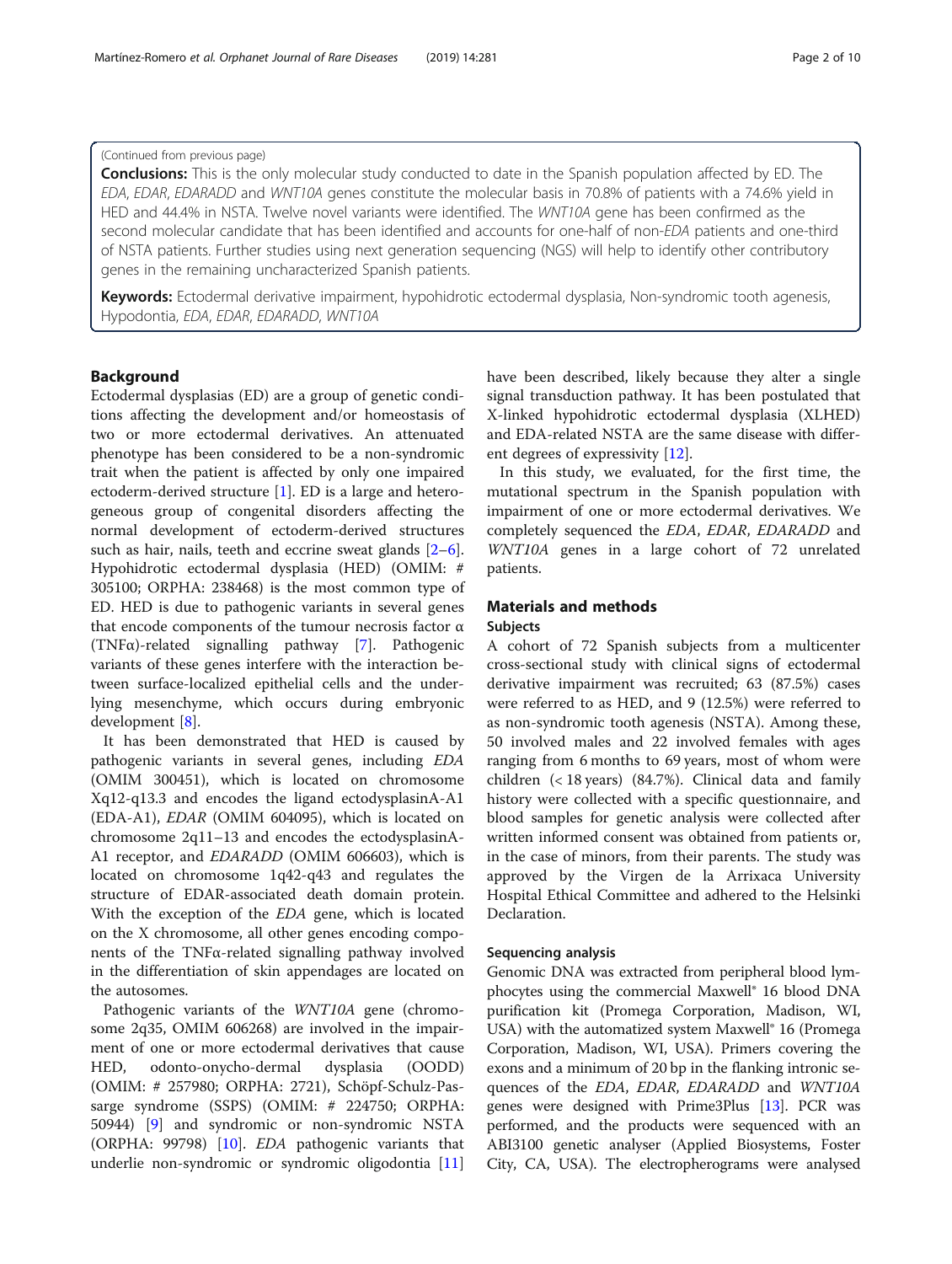(Continued from previous page)

**Conclusions:** This is the only molecular study conducted to date in the Spanish population affected by ED. The *EDA*, *EDAR*, *EDARADD* and *WNT10A* genes constitute the molecular basis in 70.8% of patients with a 74.6% yield in HED and 44.4% in NSTA. Twelve novel variants were identified. The *WNT10A* gene has been confirmed as the second molecular candidate that has been identified and accounts for one-half of non-*EDA* patients and one-third of NSTA patients. Further studies using next generation sequencing (NGS) will help to identify other contributory genes in the remaining uncharacterized Spanish patients.

**Keywords:** Ectodermal derivative impairment, hypohidrotic ectodermal dysplasia, Non-syndromic tooth agenesis, Hypodontia, *EDA*, *EDAR*, *EDARADD*, *WNT10A*

## Background

Ectodermal dysplasias (ED) are a group of genetic conditions affecting the development and/or homeostasis of two or more ectodermal derivatives. An attenuated phenotype has been considered to be a non-syndromic trait when the patient is affected by only one impaired ectoderm-derived structure [1]. ED is a large and heterogeneous group of congenital disorders affecting the normal development of ectoderm-derived structures such as hair, nails, teeth and eccrine sweat glands [2–6]. Hypohidrotic ectodermal dysplasia (HED) (OMIM: # 305100; ORPHA: 238468) is the most common type of ED. HED is due to pathogenic variants in several genes that encode components of the tumour necrosis factor α (TNFα)-related signalling pathway [7]. Pathogenic variants of these genes interfere with the interaction between surface-localized epithelial cells and the underlying mesenchyme, which occurs during embryonic development [8].

It has been demonstrated that HED is caused by pathogenic variants in several genes, including *EDA* (OMIM 300451), which is located on chromosome Xq12-q13.3 and encodes the ligand ectodysplasinA-A1 (EDA-A1), *EDAR* (OMIM 604095), which is located on chromosome 2q11–13 and encodes the ectodysplasinA-A1 receptor, and *EDARADD* (OMIM 606603), which is located on chromosome 1q42-q43 and regulates the structure of EDAR-associated death domain protein. With the exception of the *EDA* gene, which is located on the X chromosome, all other genes encoding components of the TNFα-related signalling pathway involved in the differentiation of skin appendages are located on the autosomes.

Pathogenic variants of the *WNT10A* gene (chromosome 2q35, OMIM 606268) are involved in the impairment of one or more ectodermal derivatives that cause HED, odonto-onycho-dermal dysplasia (OODD) (OMIM: # 257980; ORPHA: 2721), Schöpf-Schulz-Passarge syndrome (SSPS) (OMIM: # 224750; ORPHA: 50944) [9] and syndromic or non-syndromic NSTA (ORPHA: 99798) [10]. *EDA* pathogenic variants that underlie non-syndromic or syndromic oligodontia [11] have been described, likely because they alter a single signal transduction pathway. It has been postulated that X-linked hypohidrotic ectodermal dysplasia (XLHED) and EDA-related NSTA are the same disease with different degrees of expressivity [12].

In this study, we evaluated, for the first time, the mutational spectrum in the Spanish population with impairment of one or more ectodermal derivatives. We completely sequenced the *EDA*, *EDAR*, *EDARADD* and *WNT10A* genes in a large cohort of 72 unrelated patients.

## Materials and methods

### Subjects

A cohort of 72 Spanish subjects from a multicenter cross-sectional study with clinical signs of ectodermal derivative impairment was recruited; 63 (87.5%) cases were referred to as HED, and 9 (12.5%) were referred to as non-syndromic tooth agenesis (NSTA). Among these, 50 involved males and 22 involved females with ages ranging from 6 months to 69 years, most of whom were children (< 18 years) (84.7%). Clinical data and family history were collected with a specific questionnaire, and blood samples for genetic analysis were collected after written informed consent was obtained from patients or, in the case of minors, from their parents. The study was approved by the Virgen de la Arrixaca University Hospital Ethical Committee and adhered to the Helsinki Declaration.

### Sequencing analysis

Genomic DNA was extracted from peripheral blood lymphocytes using the commercial Maxwell® 16 blood DNA purification kit (Promega Corporation, Madison, WI, USA) with the automatized system Maxwell® 16 (Promega Corporation, Madison, WI, USA). Primers covering the exons and a minimum of 20 bp in the flanking intronic sequences of the *EDA*, *EDAR*, *EDARADD* and *WNT10A* genes were designed with Prime3Plus [13]. PCR was performed, and the products were sequenced with an ABI3100 genetic analyser (Applied Biosystems, Foster City, CA, USA). The electropherograms were analysed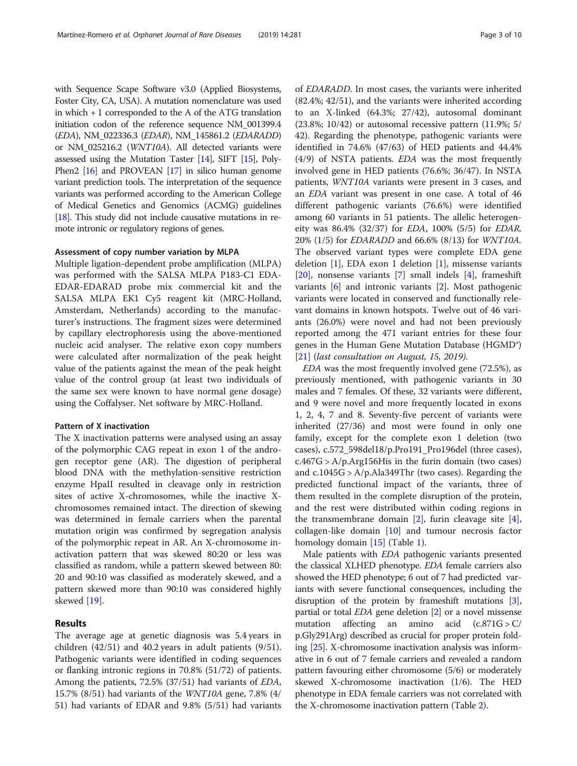with Sequence Scape Software v3.0 (Applied Biosystems, Foster City, CA, USA). A mutation nomenclature was used in which + 1 corresponded to the A of the ATG translation initiation codon of the reference sequence NM_001399.4 (*EDA*), NM_022336.3 (*EDAR*), NM_145861.2 (*EDARADD*) or NM_025216.2 (*WNT10A*). All detected variants were assessed using the Mutation Taster [14], SIFT [15], PolyPhen2 [16] and PROVEAN [17] in silico human genome variant prediction tools. The interpretation of the sequence variants was performed according to the American College of Medical Genetics and Genomics (ACMG) guidelines [18]. This study did not include causative mutations in remote intronic or regulatory regions of genes.

### Assessment of copy number variation by MLPA

Multiple ligation-dependent probe amplification (MLPA) was performed with the SALSA MLPA P183-C1 EDA-EDAR-EDARAD probe mix commercial kit and the SALSA MLPA EK1 Cy5 reagent kit (MRC-Holland, Amsterdam, Netherlands) according to the manufacturer's instructions. The fragment sizes were determined by capillary electrophoresis using the above-mentioned nucleic acid analyser. The relative exon copy numbers were calculated after normalization of the peak height value of the patients against the mean of the peak height value of the control group (at least two individuals of the same sex were known to have normal gene dosage) using the Coffalyser. Net software by MRC-Holland.

### Pattern of X inactivation

The X inactivation patterns were analysed using an assay of the polymorphic CAG repeat in exon 1 of the androgen receptor gene (AR). The digestion of peripheral blood DNA with the methylation-sensitive restriction enzyme HpaII resulted in cleavage only in restriction sites of active X-chromosomes, while the inactive X-chromosomes remained intact. The direction of skewing was determined in female carriers when the parental mutation origin was confirmed by segregation analysis of the polymorphic repeat in AR. An X-chromosome inactivation pattern that was skewed 80:20 or less was classified as random, while a pattern skewed between 80:20 and 90:10 was classified as moderately skewed, and a pattern skewed more than 90:10 was considered highly skewed [19].

## Results

The average age at genetic diagnosis was 5.4 years in children (42/51) and 40.2 years in adult patients (9/51). Pathogenic variants were identified in coding sequences or flanking intronic regions in 70.8% (51/72) of patients. Among the patients, 72.5% (37/51) had variants of *EDA*, 15.7% (8/51) had variants of the *WNT10A* gene, 7.8% (4/51) had variants of EDAR and 9.8% (5/51) had variants of *EDARADD*. In most cases, the variants were inherited (82.4%; 42/51), and the variants were inherited according to an X-linked (64.3%; 27/42), autosomal dominant (23.8%; 10/42) or autosomal recessive pattern (11.9%; 5/42). Regarding the phenotype, pathogenic variants were identified in 74.6% (47/63) of HED patients and 44.4% (4/9) of NSTA patients. *EDA* was the most frequently involved gene in HED patients (76.6%; 36/47). In NSTA patients, *WNT10A* variants were present in 3 cases, and an *EDA* variant was present in one case. A total of 46 different pathogenic variants (76.6%) were identified among 60 variants in 51 patients. The allelic heterogeneity was 86.4% (32/37) for *EDA*, 100% (5/5) for *EDAR*, 20% (1/5) for *EDARADD* and 66.6% (8/13) for *WNT10A*. The observed variant types were complete EDA gene deletion [1], EDA exon 1 deletion [1], missense variants [20], nonsense variants [7] small indels [4], frameshift variants [6] and intronic variants [2]. Most pathogenic variants were located in conserved and functionally relevant domains in known hotspots. Twelve out of 46 variants (26.0%) were novel and had not been previously reported among the 471 variant entries for these four genes in the Human Gene Mutation Database (HGMD®) [21] (*last consultation on August, 15, 2019*).

*EDA* was the most frequently involved gene (72.5%), as previously mentioned, with pathogenic variants in 30 males and 7 females. Of these, 32 variants were different, and 9 were novel and more frequently located in exons 1, 2, 4, 7 and 8. Seventy-five percent of variants were inherited (27/36) and most were found in only one family, except for the complete exon 1 deletion (two cases), c.572_598del18/p.Pro191_Pro196del (three cases), c.467G > A/p.Arg156His in the furin domain (two cases) and c.1045G > A/p.Ala349Thr (two cases). Regarding the predicted functional impact of the variants, three of them resulted in the complete disruption of the protein, and the rest were distributed within coding regions in the transmembrane domain [2], furin cleavage site [4], collagen-like domain [10] and tumour necrosis factor homology domain [15] (Table 1).

Male patients with *EDA* pathogenic variants presented the classical XLHED phenotype. *EDA* female carriers also showed the HED phenotype; 6 out of 7 had predicted variants with severe functional consequences, including the disruption of the protein by frameshift mutations [3], partial or total *EDA* gene deletion [2] or a novel missense mutation affecting an amino acid (c.871G > C/p.Gly291Arg) described as crucial for proper protein folding [25]. X-chromosome inactivation analysis was informative in 6 out of 7 female carriers and revealed a random pattern favouring either chromosome (5/6) or moderately skewed X-chromosome inactivation (1/6). The HED phenotype in EDA female carriers was not correlated with the X-chromosome inactivation pattern (Table 2).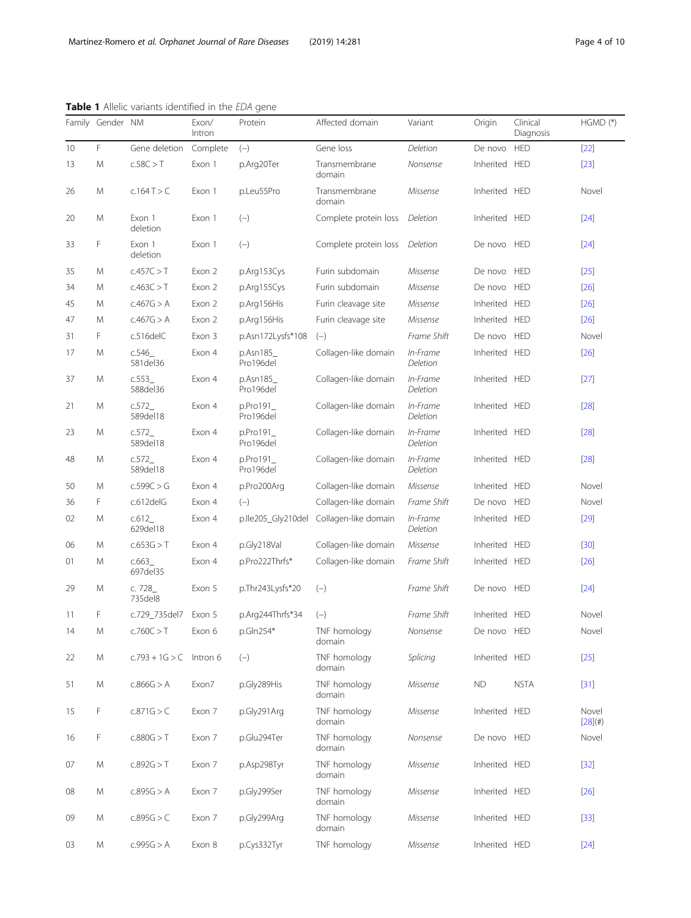**Table 1** Allelic variants identified in the *EDA* gene

| Family | Gender | NM | Exon/ Intron | Protein | Affected domain | Variant | Origin | Clinical Diagnosis | HGMD (*) |
|---|---|---|---|---|---|---|---|---|---|
| 10 | F | Gene deletion | Complete | (–) | Gene loss | *Deletion* | De novo | HED | [22] |
| 13 | M | c.58C > T | Exon 1 | p.Arg20Ter | Transmembrane domain | *Nonsense* | Inherited | HED | [23] |
| 26 | M | c.164 T > C | Exon 1 | p.Leu55Pro | Transmembrane domain | *Missense* | Inherited | HED | Novel |
| 20 | M | Exon 1 deletion | Exon 1 | (–) | Complete protein loss | *Deletion* | Inherited | HED | [24] |
| 33 | F | Exon 1 deletion | Exon 1 | (–) | Complete protein loss | *Deletion* | De novo | HED | [24] |
| 35 | M | c.457C > T | Exon 2 | p.Arg153Cys | Furin subdomain | *Missense* | De novo | HED | [25] |
| 34 | M | c.463C > T | Exon 2 | p.Arg155Cys | Furin subdomain | *Missense* | De novo | HED | [26] |
| 45 | M | c.467G > A | Exon 2 | p.Arg156His | Furin cleavage site | *Missense* | Inherited | HED | [26] |
| 47 | M | c.467G > A | Exon 2 | p.Arg156His | Furin cleavage site | *Missense* | Inherited | HED | [26] |
| 31 | F | c.516delC | Exon 3 | p.Asn172Lysfs*108 | (–) | *Frame Shift* | De novo | HED | Novel |
| 17 | M | c.546_ 581del36 | Exon 4 | p.Asn185_ Pro196del | Collagen-like domain | *In-Frame Deletion* | Inherited | HED | [26] |
| 37 | M | c.553_ 588del36 | Exon 4 | p.Asn185_ Pro196del | Collagen-like domain | *In-Frame Deletion* | Inherited | HED | [27] |
| 21 | M | c.572_ 589del18 | Exon 4 | p.Pro191_ Pro196del | Collagen-like domain | *In-Frame Deletion* | Inherited | HED | [28] |
| 23 | M | c.572_ 589del18 | Exon 4 | p.Pro191_ Pro196del | Collagen-like domain | *In-Frame Deletion* | Inherited | HED | [28] |
| 48 | M | c.572_ 589del18 | Exon 4 | p.Pro191_ Pro196del | Collagen-like domain | *In-Frame Deletion* | Inherited | HED | [28] |
| 50 | M | c.599C > G | Exon 4 | p.Pro200Arg | Collagen-like domain | *Missense* | Inherited | HED | Novel |
| 36 | F | c.612delG | Exon 4 | (–) | Collagen-like domain | *Frame Shift* | De novo | HED | Novel |
| 02 | M | c.612_ 629del18 | Exon 4 | p.Ile205_Gly210del | Collagen-like domain | *In-Frame Deletion* | Inherited | HED | [29] |
| 06 | M | c.653G > T | Exon 4 | p.Gly218Val | Collagen-like domain | *Missense* | Inherited | HED | [30] |
| 01 | M | c.663_ 697del35 | Exon 4 | p.Pro222Thrfs* | Collagen-like domain | *Frame Shift* | Inherited | HED | [26] |
| 29 | M | c. 728_ 735del8 | Exon 5 | p.Thr243Lysfs*20 | (–) | *Frame Shift* | De novo | HED | [24] |
| 11 | F | c.729_735del7 | Exon 5 | p.Arg244Thrfs*34 | (–) | *Frame Shift* | Inherited | HED | Novel |
| 14 | M | c.760C > T | Exon 6 | p.Gln254* | TNF homology domain | *Nonsense* | De novo | HED | Novel |
| 22 | M | c.793 + 1G > C | Intron 6 | (–) | TNF homology domain | *Splicing* | Inherited | HED | [25] |
| 51 | M | c.866G > A | Exon7 | p.Gly289His | TNF homology domain | *Missense* | ND | NSTA | [31] |
| 15 | F | c.871G > C | Exon 7 | p.Gly291Arg | TNF homology domain | *Missense* | Inherited | HED | Novel [28](#) |
| 16 | F | c.880G > T | Exon 7 | p.Glu294Ter | TNF homology domain | *Nonsense* | De novo | HED | Novel |
| 07 | M | c.892G > T | Exon 7 | p.Asp298Tyr | TNF homology domain | *Missense* | Inherited | HED | [32] |
| 08 | M | c.895G > A | Exon 7 | p.Gly299Ser | TNF homology domain | *Missense* | Inherited | HED | [26] |
| 09 | M | c.895G > C | Exon 7 | p.Gly299Arg | TNF homology domain | *Missense* | Inherited | HED | [33] |
| 03 | M | c.995G > A | Exon 8 | p.Cys332Tyr | TNF homology | *Missense* | Inherited | HED | [24] |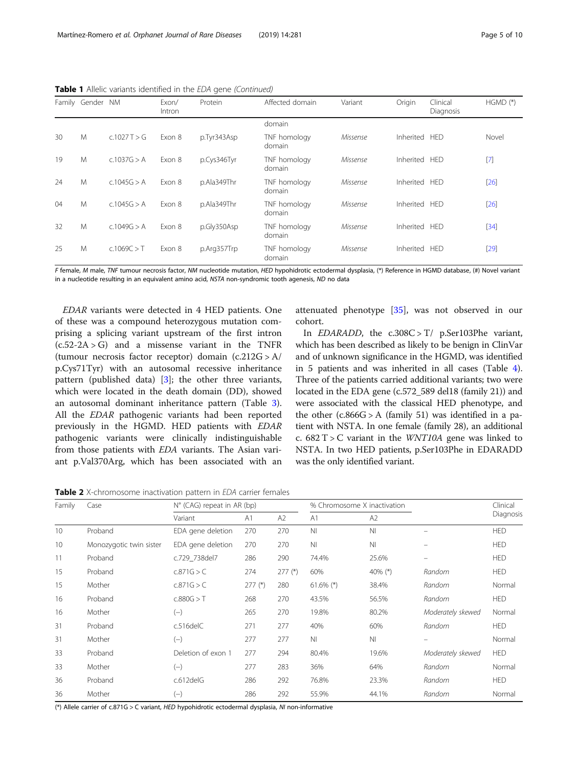**Table 1** Allelic variants identified in the *EDA* gene *(Continued)*

| Family | Gender | NM | Exon/ Intron | Protein | Affected domain | Variant | Origin | Clinical Diagnosis | HGMD (*) |
|---|---|---|---|---|---|---|---|---|---|
| | | | | | domain | | | | |
| 30 | M | c.1027 T > G | Exon 8 | p.Tyr343Asp | TNF homology domain | *Missense* | Inherited | HED | Novel |
| 19 | M | c.1037G > A | Exon 8 | p.Cys346Tyr | TNF homology domain | *Missense* | Inherited | HED | [7] |
| 24 | M | c.1045G > A | Exon 8 | p.Ala349Thr | TNF homology domain | *Missense* | Inherited | HED | [26] |
| 04 | M | c.1045G > A | Exon 8 | p.Ala349Thr | TNF homology domain | *Missense* | Inherited | HED | [26] |
| 32 | M | c.1049G > A | Exon 8 | p.Gly350Asp | TNF homology domain | *Missense* | Inherited | HED | [34] |
| 25 | M | c.1069C > T | Exon 8 | p.Arg357Trp | TNF homology domain | *Missense* | Inherited | HED | [29] |

*F* female, *M* male, *TNF* tumour necrosis factor, *NM* nucleotide mutation, *HED* hypohidrotic ectodermal dysplasia, (*) Reference in HGMD database, (#) Novel variant in a nucleotide resulting in an equivalent amino acid, *NSTA* non-syndromic tooth agenesis, *ND* no data

*EDAR* variants were detected in 4 HED patients. One of these was a compound heterozygous mutation comprising a splicing variant upstream of the first intron (c.52-2A > G) and a missense variant in the TNFR (tumour necrosis factor receptor) domain (c.212G > A/ p.Cys71Tyr) with an autosomal recessive inheritance pattern (published data) [3]; the other three variants, which were located in the death domain (DD), showed an autosomal dominant inheritance pattern (Table 3). All the *EDAR* pathogenic variants had been reported previously in the HGMD. HED patients with *EDAR* pathogenic variants were clinically indistinguishable from those patients with *EDA* variants. The Asian variant p.Val370Arg, which has been associated with an attenuated phenotype [35], was not observed in our cohort.

In *EDARADD*, the c.308C > T/ p.Ser103Phe variant, which has been described as likely to be benign in ClinVar and of unknown significance in the HGMD, was identified in 5 patients and was inherited in all cases (Table 4). Three of the patients carried additional variants; two were located in the EDA gene (c.572_589 del18 (family 21)) and were associated with the classical HED phenotype, and the other (c.866G > A (family 51) was identified in a patient with NSTA. In one female (family 28), an additional c. 682 T > C variant in the *WNT10A* gene was linked to NSTA. In two HED patients, p.Ser103Phe in EDARADD was the only identified variant.

**Table 2** X-chromosome inactivation pattern in *EDA* carrier females

| Family | Case | N° (CAG) repeat in AR (bp) | | | % Chromosome X inactivation | | | Clinical Diagnosis |
|---|---|---|---|---|---|---|---|---|
| | | Variant | A1 | A2 | A1 | A2 | | |
| 10 | Proband | EDA gene deletion | 270 | 270 | NI | NI | – | HED |
| 10 | Monozygotic twin sister | EDA gene deletion | 270 | 270 | NI | NI | – | HED |
| 11 | Proband | c.729_738del7 | 286 | 290 | 74.4% | 25.6% | – | HED |
| 15 | Proband | c.871G > C | 274 | 277 (*) | 60% | 40% (*) | *Random* | HED |
| 15 | Mother | c.871G > C | 277 (*) | 280 | 61.6% (*) | 38.4% | *Random* | Normal |
| 16 | Proband | c.880G > T | 268 | 270 | 43.5% | 56.5% | *Random* | HED |
| 16 | Mother | (−) | 265 | 270 | 19.8% | 80.2% | *Moderately skewed* | Normal |
| 31 | Proband | c.516delC | 271 | 277 | 40% | 60% | *Random* | HED |
| 31 | Mother | (−) | 277 | 277 | NI | NI | – | Normal |
| 33 | Proband | Deletion of exon 1 | 277 | 294 | 80.4% | 19.6% | *Moderately skewed* | HED |
| 33 | Mother | (−) | 277 | 283 | 36% | 64% | *Random* | Normal |
| 36 | Proband | c.612delG | 286 | 292 | 76.8% | 23.3% | *Random* | HED |
| 36 | Mother | (−) | 286 | 292 | 55.9% | 44.1% | *Random* | Normal |

(*) Allele carrier of c.871G > C variant, *HED* hypohidrotic ectodermal dysplasia, *NI* non-informative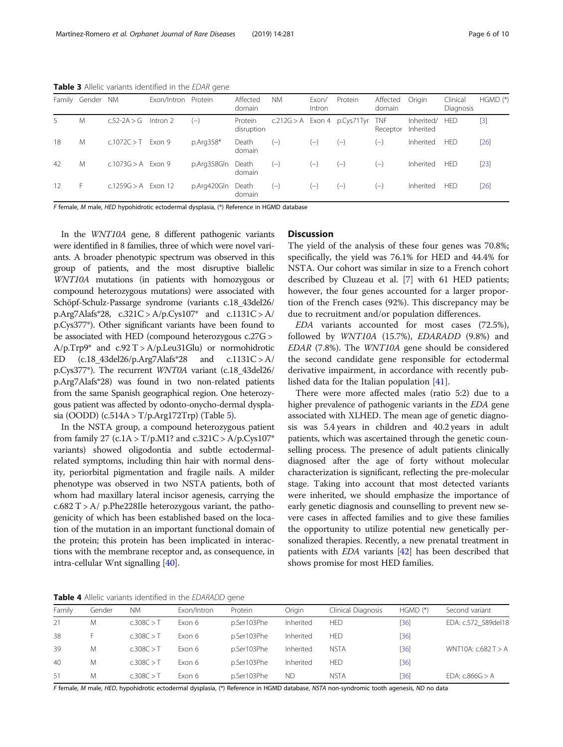**Table 3** Allelic variants identified in the *EDAR* gene

| Family | Gender | NM | Exon/Intron | Protein | Affected domain | NM | Exon/ Intron | Protein | Affected domain | Origin | Clinical Diagnosis | HGMD (*) |
|---|---|---|---|---|---|---|---|---|---|---|---|---|
| 5 | M | c.52-2A > G | Intron 2 | (−) | Protein disruption | c.212G > A | Exon 4 | p.Cys71Tyr | TNF Receptor | Inherited/ Inherited | HED | [3] |
| 18 | M | c.1072C > T | Exon 9 | p.Arg358* | Death domain | (−) | (−) | (−) | (−) | Inherited | HED | [26] |
| 42 | M | c.1073G > A | Exon 9 | p.Arg358Gln | Death domain | (−) | (−) | (−) | (−) | Inherited | HED | [23] |
| 12 | F | c.1259G > A | Exon 12 | p.Arg420Gln | Death domain | (−) | (−) | (−) | (−) | Inherited | HED | [26] |

*F* female, *M* male, *HED* hypohidrotic ectodermal dysplasia, (*) Reference in HGMD database

In the *WNT10A* gene, 8 different pathogenic variants were identified in 8 families, three of which were novel variants. A broader phenotypic spectrum was observed in this group of patients, and the most disruptive biallelic *WNT10A* mutations (in patients with homozygous or compound heterozygous mutations) were associated with Schöpf-Schulz-Passarge syndrome (variants c.18_43del26/ p.Arg7Alafs*28, c.321C > A/p.Cys107* and c.1131C > A/ p.Cys377*). Other significant variants have been found to be associated with HED (compound heterozygous c.27G > A/p.Trp9* and c.92 T > A/p.Leu31Glu) or normohidrotic ED (c.18_43del26/p.Arg7Alafs*28 and c.1131C > A/ p.Cys377*). The recurrent *WNT0A* variant (c.18_43del26/ p.Arg7Alafs*28) was found in two non-related patients from the same Spanish geographical region. One heterozygous patient was affected by odonto-onycho-dermal dysplasia (OODD) (c.514A > T/p.Arg172Trp) (Table 5).

In the NSTA group, a compound heterozygous patient from family 27 (c.1A > T/p.M1? and c.321C > A/p.Cys107* variants) showed oligodontia and subtle ectodermal-related symptoms, including thin hair with normal density, periorbital pigmentation and fragile nails. A milder phenotype was observed in two NSTA patients, both of whom had maxillary lateral incisor agenesis, carrying the c.682 T > A/ p.Phe228Ile heterozygous variant, the pathogenicity of which has been established based on the location of the mutation in an important functional domain of the protein; this protein has been implicated in interactions with the membrane receptor and, as consequence, in intra-cellular Wnt signalling [40].

## Discussion

The yield of the analysis of these four genes was 70.8%; specifically, the yield was 76.1% for HED and 44.4% for NSTA. Our cohort was similar in size to a French cohort described by Cluzeau et al. [7] with 61 HED patients; however, the four genes accounted for a larger proportion of the French cases (92%). This discrepancy may be due to recruitment and/or population differences.

*EDA* variants accounted for most cases (72.5%), followed by *WNT10A* (15.7%), *EDARADD* (9.8%) and *EDAR* (7.8%). The *WNT10A* gene should be considered the second candidate gene responsible for ectodermal derivative impairment, in accordance with recently published data for the Italian population [41].

There were more affected males (ratio 5:2) due to a higher prevalence of pathogenic variants in the *EDA* gene associated with XLHED. The mean age of genetic diagnosis was 5.4 years in children and 40.2 years in adult patients, which was ascertained through the genetic counselling process. The presence of adult patients clinically diagnosed after the age of forty without molecular characterization is significant, reflecting the pre-molecular stage. Taking into account that most detected variants were inherited, we should emphasize the importance of early genetic diagnosis and counselling to prevent new severe cases in affected families and to give these families the opportunity to utilize potential new genetically personalized therapies. Recently, a new prenatal treatment in patients with *EDA* variants [42] has been described that shows promise for most HED families.

**Table 4** Allelic variants identified in the *EDARADD* gene

| Family | Gender | NM | Exon/Intron | Protein | Origin | Clinical Diagnosis | HGMD (*) | Second variant |
|---|---|---|---|---|---|---|---|---|
| 21 | M | c.308C > T | Exon 6 | p.Ser103Phe | Inherited | HED | [36] | EDA: c.572_589del18 |
| 38 | F | c.308C > T | Exon 6 | p.Ser103Phe | Inherited | HED | [36] | |
| 39 | M | c.308C > T | Exon 6 | p.Ser103Phe | Inherited | NSTA | [36] | WNT10A: c.682 T > A |
| 40 | M | c.308C > T | Exon 6 | p.Ser103Phe | Inherited | HED | [36] | |
| 51 | M | c.308C > T | Exon 6 | p.Ser103Phe | ND | NSTA | [36] | EDA: c.866G > A |

*F* female, *M* male, *HED*, hypohidrotic ectodermal dysplasia, (*) Reference in HGMD database, *NSTA* non-syndromic tooth agenesis, *ND* no data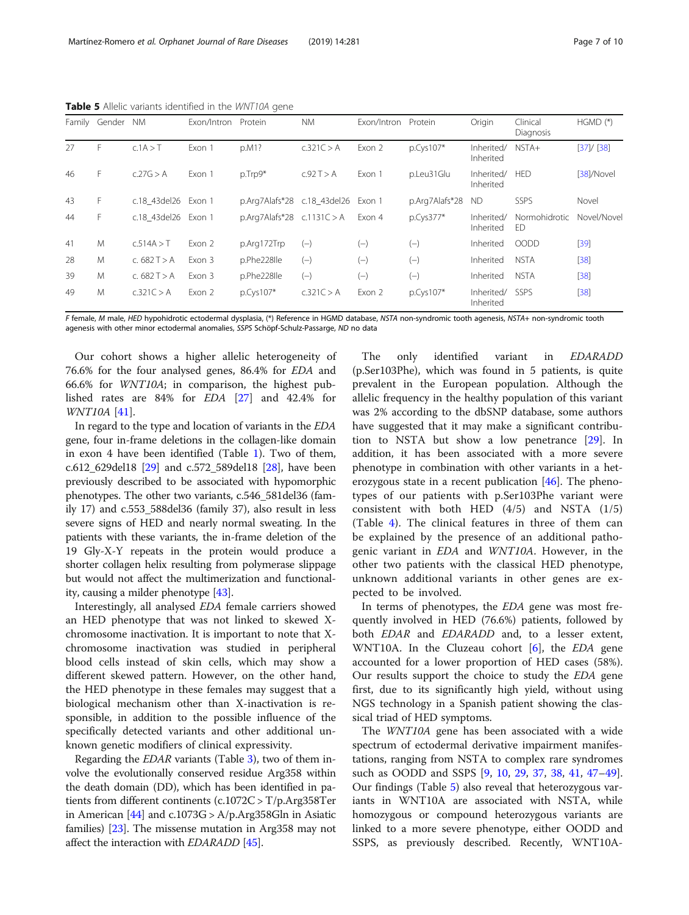**Table 5** Allelic variants identified in the *WNT10A* gene

| Family | Gender | NM | Exon/Intron | Protein | NM | Exon/Intron | Protein | Origin | Clinical Diagnosis | HGMD (*) |
|---|---|---|---|---|---|---|---|---|---|---|
| 27 | F | c.1A > T | Exon 1 | p.M1? | c.321C > A | Exon 2 | p.Cys107* | Inherited/ Inherited | NSTA+ | [37]/ [38] |
| 46 | F | c.27G > A | Exon 1 | p.Trp9* | c.92 T > A | Exon 1 | p.Leu31Glu | Inherited/ Inherited | HED | [38]/Novel |
| 43 | F | c.18_43del26 | Exon 1 | p.Arg7Alafs*28 | c.18_43del26 | Exon 1 | p.Arg7Alafs*28 | ND | SSPS | Novel |
| 44 | F | c.18_43del26 | Exon 1 | p.Arg7Alafs*28 | c.1131C > A | Exon 4 | p.Cys377* | Inherited/ Inherited | Normohidrotic ED | Novel/Novel |
| 41 | M | c.514A > T | Exon 2 | p.Arg172Trp | (−) | (−) | (−) | Inherited | OODD | [39] |
| 28 | M | c. 682 T > A | Exon 3 | p.Phe228Ile | (−) | (−) | (−) | Inherited | NSTA | [38] |
| 39 | M | c. 682 T > A | Exon 3 | p.Phe228Ile | (−) | (−) | (−) | Inherited | NSTA | [38] |
| 49 | M | c.321C > A | Exon 2 | p.Cys107* | c.321C > A | Exon 2 | p.Cys107* | Inherited/ Inherited | SSPS | [38] |

*F* female, *M* male, *HED* hypohidrotic ectodermal dysplasia, (*) Reference in HGMD database, *NSTA* non-syndromic tooth agenesis, *NSTA+* non-syndromic tooth agenesis with other minor ectodermal anomalies, *SSPS* Schöpf-Schulz-Passarge, *ND* no data

Our cohort shows a higher allelic heterogeneity of 76.6% for the four analysed genes, 86.4% for *EDA* and 66.6% for *WNT10A*; in comparison, the highest published rates are 84% for *EDA* [27] and 42.4% for *WNT10A* [41].

In regard to the type and location of variants in the *EDA* gene, four in-frame deletions in the collagen-like domain in exon 4 have been identified (Table 1). Two of them, c.612_629del18 [29] and c.572_589del18 [28], have been previously described to be associated with hypomorphic phenotypes. The other two variants, c.546_581del36 (family 17) and c.553_588del36 (family 37), also result in less severe signs of HED and nearly normal sweating. In the patients with these variants, the in-frame deletion of the 19 Gly-X-Y repeats in the protein would produce a shorter collagen helix resulting from polymerase slippage but would not affect the multimerization and functionality, causing a milder phenotype [43].

Interestingly, all analysed *EDA* female carriers showed an HED phenotype that was not linked to skewed X-chromosome inactivation. It is important to note that X-chromosome inactivation was studied in peripheral blood cells instead of skin cells, which may show a different skewed pattern. However, on the other hand, the HED phenotype in these females may suggest that a biological mechanism other than X-inactivation is responsible, in addition to the possible influence of the specifically detected variants and other additional unknown genetic modifiers of clinical expressivity.

Regarding the *EDAR* variants (Table 3), two of them involve the evolutionally conserved residue Arg358 within the death domain (DD), which has been identified in patients from different continents (c.1072C > T/p.Arg358Ter in American [44] and c.1073G > A/p.Arg358Gln in Asiatic families) [23]. The missense mutation in Arg358 may not affect the interaction with *EDARADD* [45].

The only identified variant in *EDARADD* (p.Ser103Phe), which was found in 5 patients, is quite prevalent in the European population. Although the allelic frequency in the healthy population of this variant was 2% according to the dbSNP database, some authors have suggested that it may make a significant contribution to NSTA but show a low penetrance [29]. In addition, it has been associated with a more severe phenotype in combination with other variants in a heterozygous state in a recent publication [46]. The phenotypes of our patients with p.Ser103Phe variant were consistent with both HED (4/5) and NSTA (1/5) (Table 4). The clinical features in three of them can be explained by the presence of an additional pathogenic variant in *EDA* and *WNT10A*. However, in the other two patients with the classical HED phenotype, unknown additional variants in other genes are expected to be involved.

In terms of phenotypes, the *EDA* gene was most frequently involved in HED (76.6%) patients, followed by both *EDAR* and *EDARADD* and, to a lesser extent, WNT10A. In the Cluzeau cohort [6], the *EDA* gene accounted for a lower proportion of HED cases (58%). Our results support the choice to study the *EDA* gene first, due to its significantly high yield, without using NGS technology in a Spanish patient showing the classical triad of HED symptoms.

The *WNT10A* gene has been associated with a wide spectrum of ectodermal derivative impairment manifestations, ranging from NSTA to complex rare syndromes such as OODD and SSPS [9, 10, 29, 37, 38, 41, 47–49]. Our findings (Table 5) also reveal that heterozygous variants in WNT10A are associated with NSTA, while homozygous or compound heterozygous variants are linked to a more severe phenotype, either OODD and SSPS, as previously described. Recently, WNT10A-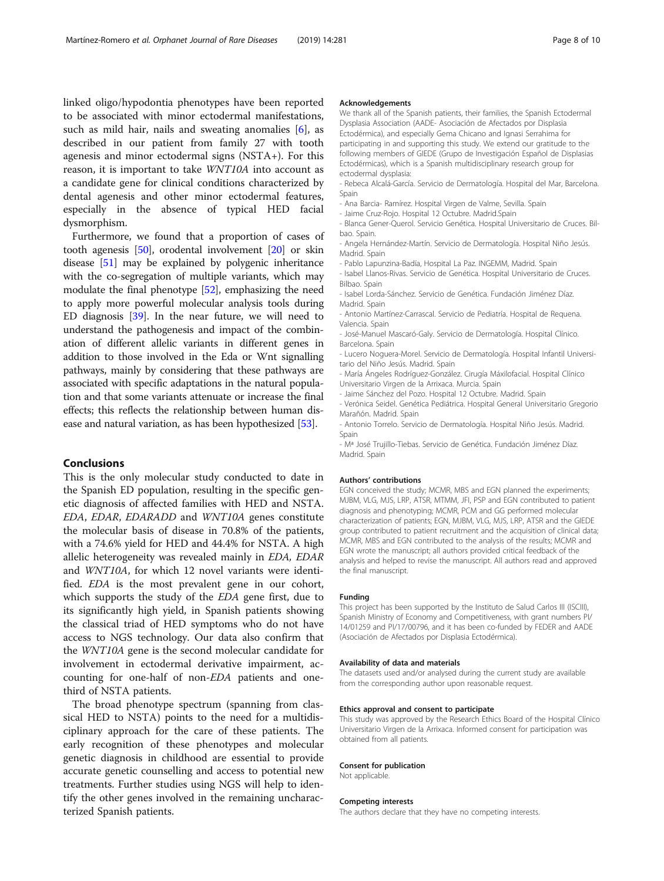linked oligo/hypodontia phenotypes have been reported to be associated with minor ectodermal manifestations, such as mild hair, nails and sweating anomalies [6], as described in our patient from family 27 with tooth agenesis and minor ectodermal signs (NSTA+). For this reason, it is important to take *WNT10A* into account as a candidate gene for clinical conditions characterized by dental agenesis and other minor ectodermal features, especially in the absence of typical HED facial dysmorphism.

Furthermore, we found that a proportion of cases of tooth agenesis [50], orodental involvement [20] or skin disease [51] may be explained by polygenic inheritance with the co-segregation of multiple variants, which may modulate the final phenotype [52], emphasizing the need to apply more powerful molecular analysis tools during ED diagnosis [39]. In the near future, we will need to understand the pathogenesis and impact of the combination of different allelic variants in different genes in addition to those involved in the Eda or Wnt signalling pathways, mainly by considering that these pathways are associated with specific adaptations in the natural population and that some variants attenuate or increase the final effects; this reflects the relationship between human disease and natural variation, as has been hypothesized [53].

## Conclusions

This is the only molecular study conducted to date in the Spanish ED population, resulting in the specific genetic diagnosis of affected families with HED and NSTA. *EDA*, *EDAR*, *EDARADD* and *WNT10A* genes constitute the molecular basis of disease in 70.8% of the patients, with a 74.6% yield for HED and 44.4% for NSTA. A high allelic heterogeneity was revealed mainly in *EDA, EDAR* and *WNT10A*, for which 12 novel variants were identified. *EDA* is the most prevalent gene in our cohort, which supports the study of the *EDA* gene first, due to its significantly high yield, in Spanish patients showing the classical triad of HED symptoms who do not have access to NGS technology. Our data also confirm that the *WNT10A* gene is the second molecular candidate for involvement in ectodermal derivative impairment, accounting for one-half of non-*EDA* patients and one-third of NSTA patients.

The broad phenotype spectrum (spanning from classical HED to NSTA) points to the need for a multidisciplinary approach for the care of these patients. The early recognition of these phenotypes and molecular genetic diagnosis in childhood are essential to provide accurate genetic counselling and access to potential new treatments. Further studies using NGS will help to identify the other genes involved in the remaining uncharacterized Spanish patients.

#### Acknowledgements

We thank all of the Spanish patients, their families, the Spanish Ectodermal Dysplasia Association (AADE- Asociación de Afectados por Displasia Ectodérmica), and especially Gema Chicano and Ignasi Serrahima for participating in and supporting this study. We extend our gratitude to the following members of GIEDE (Grupo de Investigación Español de Displasias Ectodérmicas), which is a Spanish multidisciplinary research group for ectodermal dysplasia:

- Rebeca Alcalá-García. Servicio de Dermatología. Hospital del Mar, Barcelona. Spain
- Ana Barcia- Ramírez. Hospital Virgen de Valme, Sevilla. Spain
- Jaime Cruz-Rojo. Hospital 12 Octubre. Madrid.Spain
- Blanca Gener-Querol. Servicio Genética. Hospital Universitario de Cruces. Bilbao. Spain.
- Angela Hernández-Martín. Servicio de Dermatología. Hospital Niño Jesús. Madrid. Spain
- Pablo Lapunzina-Badía, Hospital La Paz. INGEMM, Madrid. Spain
- Isabel Llanos-Rivas. Servicio de Genética. Hospital Universitario de Cruces. Bilbao. Spain
- Isabel Lorda-Sánchez. Servicio de Genética. Fundación Jiménez Díaz. Madrid. Spain
- Antonio Martínez-Carrascal. Servicio de Pediatría. Hospital de Requena. Valencia. Spain
- José-Manuel Mascaró-Galy. Servicio de Dermatología. Hospital Clínico. Barcelona. Spain
- Lucero Noguera-Morel. Servicio de Dermatología. Hospital Infantil Universitario del Niño Jesús. Madrid. Spain
- María Ángeles Rodríguez-González. Cirugía Máxilofacial. Hospital Clínico Universitario Virgen de la Arrixaca. Murcia. Spain
- Jaime Sánchez del Pozo. Hospital 12 Octubre. Madrid. Spain
- Verónica Seidel. Genética Pediátrica. Hospital General Universitario Gregorio Marañón. Madrid. Spain
- Antonio Torrelo. Servicio de Dermatología. Hospital Niño Jesús. Madrid. Spain
- Mª José Trujillo-Tiebas. Servicio de Genética. Fundación Jiménez Díaz. Madrid. Spain

#### Authors' contributions

EGN conceived the study; MCMR, MBS and EGN planned the experiments; MJBM, VLG, MJS, LRP, ATSR, MTMM, JFI, PSP and EGN contributed to patient diagnosis and phenotyping; MCMR, PCM and GG performed molecular characterization of patients; EGN, MJBM, VLG, MJS, LRP, ATSR and the GIEDE group contributed to patient recruitment and the acquisition of clinical data; MCMR, MBS and EGN contributed to the analysis of the results; MCMR and EGN wrote the manuscript; all authors provided critical feedback of the analysis and helped to revise the manuscript. All authors read and approved the final manuscript.

#### Funding

This project has been supported by the Instituto de Salud Carlos III (ISCIII), Spanish Ministry of Economy and Competitiveness, with grant numbers PI/14/01259 and PI/17/00796, and it has been co-funded by FEDER and AADE (Asociación de Afectados por Displasia Ectodérmica).

#### Availability of data and materials

The datasets used and/or analysed during the current study are available from the corresponding author upon reasonable request.

#### Ethics approval and consent to participate

This study was approved by the Research Ethics Board of the Hospital Clínico Universitario Virgen de la Arrixaca. Informed consent for participation was obtained from all patients.

#### Consent for publication

Not applicable.

#### Competing interests

The authors declare that they have no competing interests.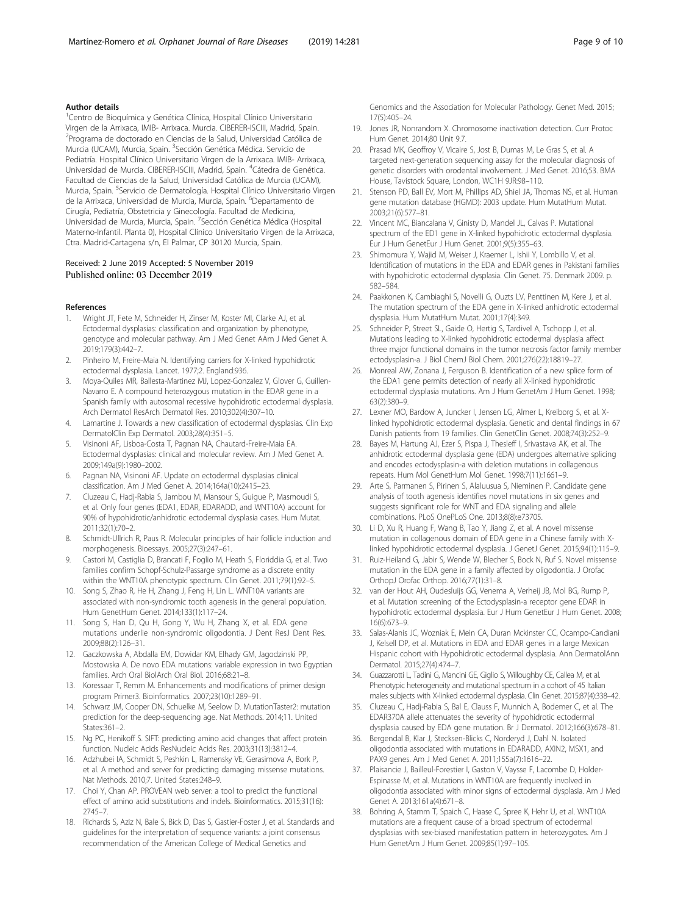#### Author details

[1]Centro de Bioquímica y Genética Clínica, Hospital Clínico Universitario Virgen de la Arrixaca, IMIB- Arrixaca. Murcia. CIBERER-ISCIII, Madrid, Spain. [2]Programa de doctorado en Ciencias de la Salud, Universidad Católica de Murcia (UCAM), Murcia, Spain. [3]Sección Genética Médica. Servicio de Pediatría. Hospital Clínico Universitario Virgen de la Arrixaca. IMIB- Arrixaca, Universidad de Murcia. CIBERER-ISCIII, Madrid, Spain. [4]Cátedra de Genética. Facultad de Ciencias de la Salud, Universidad Católica de Murcia (UCAM), Murcia, Spain. [5]Servicio de Dermatología. Hospital Clínico Universitario Virgen de la Arrixaca, Universidad de Murcia, Murcia, Spain. [6]Departamento de Cirugía, Pediatría, Obstetricia y Ginecología. Facultad de Medicina, Universidad de Murcia, Murcia, Spain. [7]Sección Genética Médica (Hospital Materno-Infantil. Planta 0), Hospital Clínico Universitario Virgen de la Arrixaca, Ctra. Madrid-Cartagena s/n, El Palmar, CP 30120 Murcia, Spain.

Received: 2 June 2019 Accepted: 5 November 2019
Published online: 03 December 2019

#### References

1. Wright JT, Fete M, Schneider H, Zinser M, Koster MI, Clarke AJ, et al. Ectodermal dysplasias: classification and organization by phenotype, genotype and molecular pathway. Am J Med Genet AAm J Med Genet A. 2019;179(3):442–7.
2. Pinheiro M, Freire-Maia N. Identifying carriers for X-linked hypohidrotic ectodermal dysplasia. Lancet. 1977;2. England:936.
3. Moya-Quiles MR, Ballesta-Martinez MJ, Lopez-Gonzalez V, Glover G, Guillen-Navarro E. A compound heterozygous mutation in the EDAR gene in a Spanish family with autosomal recessive hypohidrotic ectodermal dysplasia. Arch Dermatol ResArch Dermatol Res. 2010;302(4):307–10.
4. Lamartine J. Towards a new classification of ectodermal dysplasias. Clin Exp DermatolClin Exp Dermatol. 2003;28(4):351–5.
5. Visinoni AF, Lisboa-Costa T, Pagnan NA, Chautard-Freire-Maia EA. Ectodermal dysplasias: clinical and molecular review. Am J Med Genet A. 2009;149a(9):1980–2002.
6. Pagnan NA, Visinoni AF. Update on ectodermal dysplasias clinical classification. Am J Med Genet A. 2014;164a(10):2415–23.
7. Cluzeau C, Hadj-Rabia S, Jambou M, Mansour S, Guigue P, Masmoudi S, et al. Only four genes (EDA1, EDAR, EDARADD, and WNT10A) account for 90% of hypohidrotic/anhidrotic ectodermal dysplasia cases. Hum Mutat. 2011;32(1):70–2.
8. Schmidt-Ullrich R, Paus R. Molecular principles of hair follicle induction and morphogenesis. Bioessays. 2005;27(3):247–61.
9. Castori M, Castiglia D, Brancati F, Foglio M, Heath S, Floriddia G, et al. Two families confirm Schopf-Schulz-Passarge syndrome as a discrete entity within the WNT10A phenotypic spectrum. Clin Genet. 2011;79(1):92–5.
10. Song S, Zhao R, He H, Zhang J, Feng H, Lin L. WNT10A variants are associated with non-syndromic tooth agenesis in the general population. Hum GenetHum Genet. 2014;133(1):117–24.
11. Song S, Han D, Qu H, Gong Y, Wu H, Zhang X, et al. EDA gene mutations underlie non-syndromic oligodontia. J Dent ResJ Dent Res. 2009;88(2):126–31.
12. Gaczkowska A, Abdalla EM, Dowidar KM, Elhady GM, Jagodzinski PP, Mostowska A. De novo EDA mutations: variable expression in two Egyptian families. Arch Oral BiolArch Oral Biol. 2016;68:21–8.
13. Koressaar T, Remm M. Enhancements and modifications of primer design program Primer3. Bioinformatics. 2007;23(10):1289–91.
14. Schwarz JM, Cooper DN, Schuelke M, Seelow D. MutationTaster2: mutation prediction for the deep-sequencing age. Nat Methods. 2014;11. United States:361–2.
15. Ng PC, Henikoff S. SIFT: predicting amino acid changes that affect protein function. Nucleic Acids ResNucleic Acids Res. 2003;31(13):3812–4.
16. Adzhubei IA, Schmidt S, Peshkin L, Ramensky VE, Gerasimova A, Bork P, et al. A method and server for predicting damaging missense mutations. Nat Methods. 2010;7. United States:248–9.
17. Choi Y, Chan AP. PROVEAN web server: a tool to predict the functional effect of amino acid substitutions and indels. Bioinformatics. 2015;31(16): 2745–7.
18. Richards S, Aziz N, Bale S, Bick D, Das S, Gastier-Foster J, et al. Standards and guidelines for the interpretation of sequence variants: a joint consensus recommendation of the American College of Medical Genetics and Genomics and the Association for Molecular Pathology. Genet Med. 2015; 17(5):405–24.
19. Jones JR, Nonrandom X. Chromosome inactivation detection. Curr Protoc Hum Genet. 2014;80 Unit 9.7.
20. Prasad MK, Geoffroy V, Vicaire S, Jost B, Dumas M, Le Gras S, et al. A targeted next-generation sequencing assay for the molecular diagnosis of genetic disorders with orodental involvement. J Med Genet. 2016;53. BMA House, Tavistock Square, London, WC1H 9JR:98–110.
21. Stenson PD, Ball EV, Mort M, Phillips AD, Shiel JA, Thomas NS, et al. Human gene mutation database (HGMD): 2003 update. Hum MutatHum Mutat. 2003;21(6):577–81.
22. Vincent MC, Biancalana V, Ginisty D, Mandel JL, Calvas P. Mutational spectrum of the ED1 gene in X-linked hypohidrotic ectodermal dysplasia. Eur J Hum GenetEur J Hum Genet. 2001;9(5):355–63.
23. Shimomura Y, Wajid M, Weiser J, Kraemer L, Ishii Y, Lombillo V, et al. Identification of mutations in the EDA and EDAR genes in Pakistani families with hypohidrotic ectodermal dysplasia. Clin Genet. 75. Denmark 2009. p. 582–584.
24. Paakkonen K, Cambiaghi S, Novelli G, Ouzts LV, Penttinen M, Kere J, et al. The mutation spectrum of the EDA gene in X-linked anhidrotic ectodermal dysplasia. Hum MutatHum Mutat. 2001;17(4):349.
25. Schneider P, Street SL, Gaide O, Hertig S, Tardivel A, Tschopp J, et al. Mutations leading to X-linked hypohidrotic ectodermal dysplasia affect three major functional domains in the tumor necrosis factor family member ectodysplasin-a. J Biol ChemJ Biol Chem. 2001;276(22):18819–27.
26. Monreal AW, Zonana J, Ferguson B. Identification of a new splice form of the EDA1 gene permits detection of nearly all X-linked hypohidrotic ectodermal dysplasia mutations. Am J Hum GenetAm J Hum Genet. 1998; 63(2):380–9.
27. Lexner MO, Bardow A, Juncker I, Jensen LG, Almer L, Kreiborg S, et al. X-linked hypohidrotic ectodermal dysplasia. Genetic and dental findings in 67 Danish patients from 19 families. Clin GenetClin Genet. 2008;74(3):252–9.
28. Bayes M, Hartung AJ, Ezer S, Pispa J, Thesleff I, Srivastava AK, et al. The anhidrotic ectodermal dysplasia gene (EDA) undergoes alternative splicing and encodes ectodysplasin-a with deletion mutations in collagenous repeats. Hum Mol GenetHum Mol Genet. 1998;7(11):1661–9.
29. Arte S, Parmanen S, Pirinen S, Alaluusua S, Nieminen P. Candidate gene analysis of tooth agenesis identifies novel mutations in six genes and suggests significant role for WNT and EDA signaling and allele combinations. PLoS OnePLoS One. 2013;8(8):e73705.
30. Li D, Xu R, Huang F, Wang B, Tao Y, Jiang Z, et al. A novel missense mutation in collagenous domain of EDA gene in a Chinese family with X-linked hypohidrotic ectodermal dysplasia. J GenetJ Genet. 2015;94(1):115–9.
31. Ruiz-Heiland G, Jabir S, Wende W, Blecher S, Bock N, Ruf S. Novel missense mutation in the EDA gene in a family affected by oligodontia. J Orofac OrthopJ Orofac Orthop. 2016;77(1):31–8.
32. van der Hout AH, Oudesluijs GG, Venema A, Verheij JB, Mol BG, Rump P, et al. Mutation screening of the Ectodysplasin-a receptor gene EDAR in hypohidrotic ectodermal dysplasia. Eur J Hum GenetEur J Hum Genet. 2008; 16(6):673–9.
33. Salas-Alanis JC, Wozniak E, Mein CA, Duran Mckinster CC, Ocampo-Candiani J, Kelsell DP, et al. Mutations in EDA and EDAR genes in a large Mexican Hispanic cohort with Hypohidrotic ectodermal dysplasia. Ann DermatolAnn Dermatol. 2015;27(4):474–7.
34. Guazzarotti L, Tadini G, Mancini GE, Giglio S, Willoughby CE, Callea M, et al. Phenotypic heterogeneity and mutational spectrum in a cohort of 45 Italian males subjects with X-linked ectodermal dysplasia. Clin Genet. 2015;87(4):338–42.
35. Cluzeau C, Hadj-Rabia S, Bal E, Clauss F, Munnich A, Bodemer C, et al. The EDAR370A allele attenuates the severity of hypohidrotic ectodermal dysplasia caused by EDA gene mutation. Br J Dermatol. 2012;166(3):678–81.
36. Bergendal B, Klar J, Stecksen-Blicks C, Norderyd J, Dahl N. Isolated oligodontia associated with mutations in EDARADD, AXIN2, MSX1, and PAX9 genes. Am J Med Genet A. 2011;155a(7):1616–22.
37. Plaisancie J, Bailleul-Forestier I, Gaston V, Vaysse F, Lacombe D, Holder-Espinasse M, et al. Mutations in WNT10A are frequently involved in oligodontia associated with minor signs of ectodermal dysplasia. Am J Med Genet A. 2013;161a(4):671–8.
38. Bohring A, Stamm T, Spaich C, Haase C, Spree K, Hehr U, et al. WNT10A mutations are a frequent cause of a broad spectrum of ectodermal dysplasias with sex-biased manifestation pattern in heterozygotes. Am J Hum GenetAm J Hum Genet. 2009;85(1):97–105.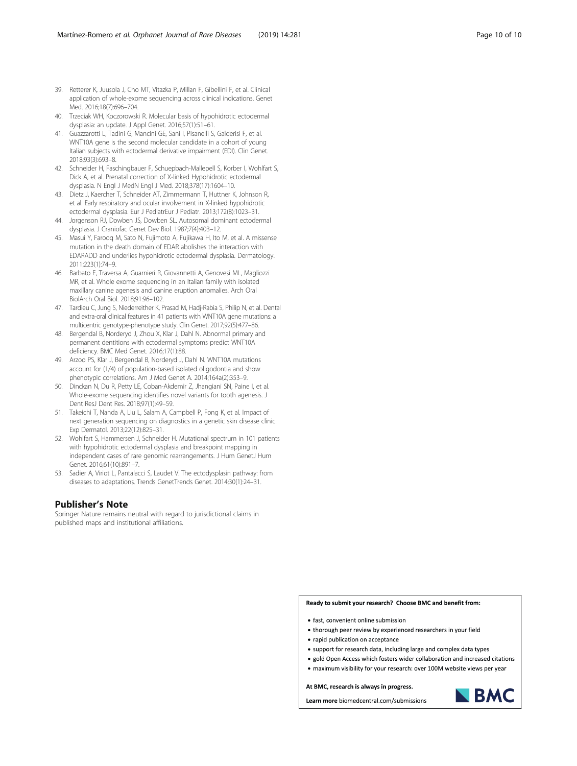39. Retterer K, Juusola J, Cho MT, Vitazka P, Millan F, Gibellini F, et al. Clinical application of whole-exome sequencing across clinical indications. Genet Med. 2016;18(7):696–704.
40. Trzeciak WH, Koczorowski R. Molecular basis of hypohidrotic ectodermal dysplasia: an update. J Appl Genet. 2016;57(1):51–61.
41. Guazzarotti L, Tadini G, Mancini GE, Sani I, Pisanelli S, Galderisi F, et al. WNT10A gene is the second molecular candidate in a cohort of young Italian subjects with ectodermal derivative impairment (EDI). Clin Genet. 2018;93(3):693–8.
42. Schneider H, Faschingbauer F, Schuepbach-Mallepell S, Korber I, Wohlfart S, Dick A, et al. Prenatal correction of X-linked Hypohidrotic ectodermal dysplasia. N Engl J MedN Engl J Med. 2018;378(17):1604–10.
43. Dietz J, Kaercher T, Schneider AT, Zimmermann T, Huttner K, Johnson R, et al. Early respiratory and ocular involvement in X-linked hypohidrotic ectodermal dysplasia. Eur J PediatrEur J Pediatr. 2013;172(8):1023–31.
44. Jorgenson RJ, Dowben JS, Dowben SL. Autosomal dominant ectodermal dysplasia. J Craniofac Genet Dev Biol. 1987;7(4):403–12.
45. Masui Y, Farooq M, Sato N, Fujimoto A, Fujikawa H, Ito M, et al. A missense mutation in the death domain of EDAR abolishes the interaction with EDARADD and underlies hypohidrotic ectodermal dysplasia. Dermatology. 2011;223(1):74–9.
46. Barbato E, Traversa A, Guarnieri R, Giovannetti A, Genovesi ML, Magliozzi MR, et al. Whole exome sequencing in an Italian family with isolated maxillary canine agenesis and canine eruption anomalies. Arch Oral BiolArch Oral Biol. 2018;91:96–102.
47. Tardieu C, Jung S, Niederreither K, Prasad M, Hadj-Rabia S, Philip N, et al. Dental and extra-oral clinical features in 41 patients with WNT10A gene mutations: a multicentric genotype-phenotype study. Clin Genet. 2017;92(5):477–86.
48. Bergendal B, Norderyd J, Zhou X, Klar J, Dahl N. Abnormal primary and permanent dentitions with ectodermal symptoms predict WNT10A deficiency. BMC Med Genet. 2016;17(1):88.
49. Arzoo PS, Klar J, Bergendal B, Norderyd J, Dahl N. WNT10A mutations account for (1/4) of population-based isolated oligodontia and show phenotypic correlations. Am J Med Genet A. 2014;164a(2):353–9.
50. Dinckan N, Du R, Petty LE, Coban-Akdemir Z, Jhangiani SN, Paine I, et al. Whole-exome sequencing identifies novel variants for tooth agenesis. J Dent ResJ Dent Res. 2018;97(1):49–59.
51. Takeichi T, Nanda A, Liu L, Salam A, Campbell P, Fong K, et al. Impact of next generation sequencing on diagnostics in a genetic skin disease clinic. Exp Dermatol. 2013;22(12):825–31.
52. Wohlfart S, Hammersen J, Schneider H. Mutational spectrum in 101 patients with hypohidrotic ectodermal dysplasia and breakpoint mapping in independent cases of rare genomic rearrangements. J Hum GenetJ Hum Genet. 2016;61(10):891–7.
53. Sadier A, Viriot L, Pantalacci S, Laudet V. The ectodysplasin pathway: from diseases to adaptations. Trends GenetTrends Genet. 2014;30(1):24–31.

## Publisher's Note

Springer Nature remains neutral with regard to jurisdictional claims in published maps and institutional affiliations.